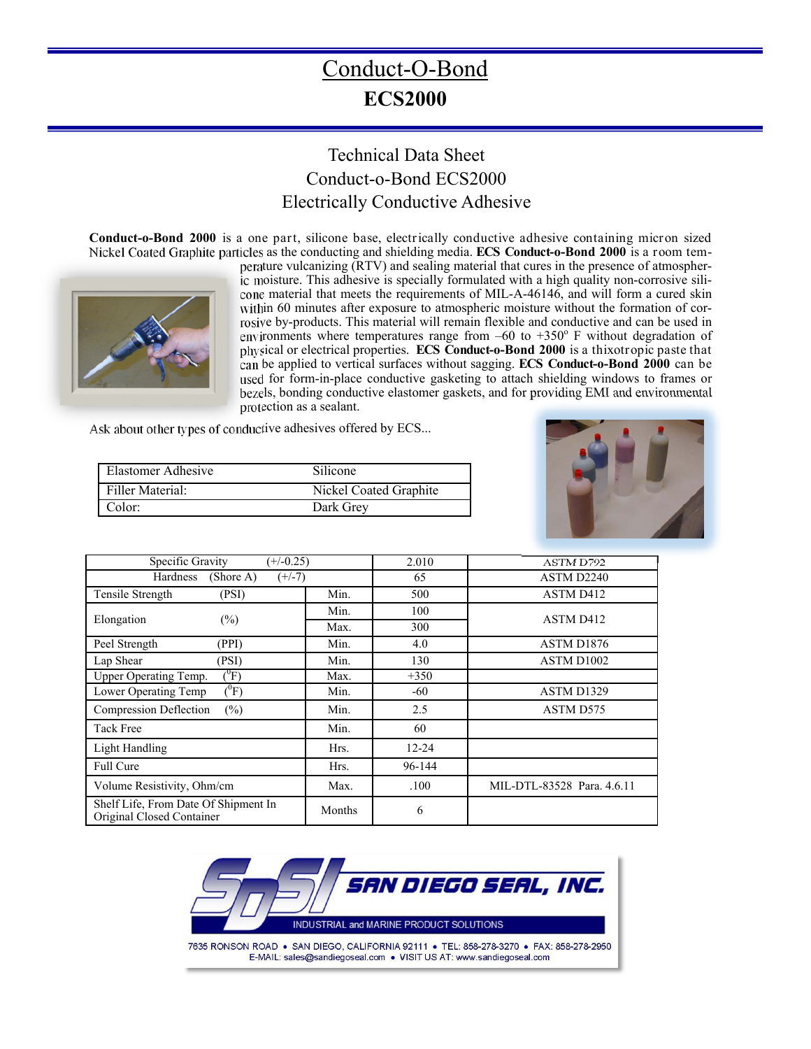# Conduct-O-Bond

## ECS2000

### Technical Data Sheet
### Conduct-o-Bond ECS2000
### Electrically Conductive Adhesive

**Conduct-o-Bond 2000** is a one part, silicone base, electrically conductive adhesive containing micron sized Nickel Coated Graphite particles as the conducting and shielding media. **ECS Conduct-o-Bond 2000** is a room temperature vulcanizing (RTV) and sealing material that cures in the presence of atmospheric moisture. This adhesive is specially formulated with a high quality non-corrosive silicone material that meets the requirements of MIL-A-46146, and will form a cured skin within 60 minutes after exposure to atmospheric moisture without the formation of corrosive by-products. This material will remain flexible and conductive and can be used in environments where temperatures range from –60 to +350° F without degradation of physical or electrical properties. **ECS Conduct-o-Bond 2000** is a thixotropic paste that can be applied to vertical surfaces without sagging. **ECS Conduct-o-Bond 2000** can be used for form-in-place conductive gasketing to attach shielding windows to frames or bezels, bonding conductive elastomer gaskets, and for providing EMI and environmental protection as a sealant.

Ask about other types of conductive adhesives offered by ECS...

| | |
|---|---|
| Elastomer Adhesive | Silicone |
| Filler Material: | Nickel Coated Graphite |
| Color: | Dark Grey |

| | | | |
|---|---|---|---|
| Specific Gravity (+/-0.25) | | 2.010 | ASTM D792 |
| Hardness (Shore A) (+/-7) | | 65 | ASTM D2240 |
| Tensile Strength (PSI) | Min. | 500 | ASTM D412 |
| Elongation (%) | Min. | 100 | ASTM D412 |
| | Max. | 300 | |
| Peel Strength (PPI) | Min. | 4.0 | ASTM D1876 |
| Lap Shear (PSI) | Min. | 130 | ASTM D1002 |
| Upper Operating Temp. (°F) | Max. | +350 | |
| Lower Operating Temp (°F) | Min. | -60 | ASTM D1329 |
| Compression Deflection (%) | Min. | 2.5 | ASTM D575 |
| Tack Free | Min. | 60 | |
| Light Handling | Hrs. | 12-24 | |
| Full Cure | Hrs. | 96-144 | |
| Volume Resistivity, Ohm/cm | Max. | .100 | MIL-DTL-83528 Para. 4.6.11 |
| Shelf Life, From Date Of Shipment In Original Closed Container | Months | 6 | |

SAN DIEGO SEAL, INC.
INDUSTRIAL and MARINE PRODUCT SOLUTIONS
7635 RONSON ROAD • SAN DIEGO, CALIFORNIA 92111 • TEL: 858-278-3270 • FAX: 858-278-2950
E-MAIL: sales@sandiegoseal.com • VISIT US AT: www.sandiegoseal.com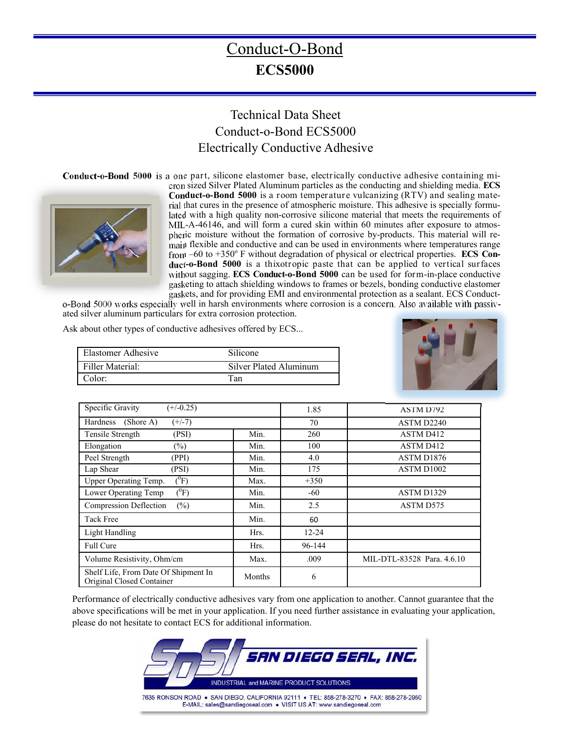# Conduct-O-Bond

## ECS5000

### Technical Data Sheet
### Conduct-o-Bond ECS5000
### Electrically Conductive Adhesive

**Conduct-o-Bond 5000** is a one part, silicone elastomer base, electrically conductive adhesive containing micron sized Silver Plated Aluminum particles as the conducting and shielding media. **ECS Conduct-o-Bond 5000** is a room temperature vulcanizing (RTV) and sealing material that cures in the presence of atmospheric moisture. This adhesive is specially formulated with a high quality non-corrosive silicone material that meets the requirements of MIL-A-46146, and will form a cured skin within 60 minutes after exposure to atmospheric moisture without the formation of corrosive by-products. This material will remain flexible and conductive and can be used in environments where temperatures range from –60 to +350$^{o}$ F without degradation of physical or electrical properties. **ECS Conduct-o-Bond 5000** is a thixotropic paste that can be applied to vertical surfaces without sagging. **ECS Conduct-o-Bond 5000** can be used for form-in-place conductive gasketing to attach shielding windows to frames or bezels, bonding conductive elastomer gaskets, and for providing EMI and environmental protection as a sealant. ECS Conduct-o-Bond 5000 works especially well in harsh environments where corrosion is a concern. Also available with passivated silver aluminum particulars for extra corrosion protection.

Ask about other types of conductive adhesives offered by ECS...

| | |
|---|---|
| Elastomer Adhesive | Silicone |
| Filler Material: | Silver Plated Aluminum |
| Color: | Tan |

| | | | |
|---|---|---|---|
| Specific Gravity (+/-0.25) | | 1.85 | ASTM D792 |
| Hardness (Shore A) (+/-7) | | 70 | ASTM D2240 |
| Tensile Strength (PSI) | Min. | 260 | ASTM D412 |
| Elongation (%) | Min. | 100 | ASTM D412 |
| Peel Strength (PPI) | Min. | 4.0 | ASTM D1876 |
| Lap Shear (PSI) | Min. | 175 | ASTM D1002 |
| Upper Operating Temp. ($^{0}$F) | Max. | +350 | |
| Lower Operating Temp ($^{0}$F) | Min. | -60 | ASTM D1329 |
| Compression Deflection (%) | Min. | 2.5 | ASTM D575 |
| Tack Free | Min. | 60 | |
| Light Handling | Hrs. | 12-24 | |
| Full Cure | Hrs. | 96-144 | |
| Volume Resistivity, Ohm/cm | Max. | .009 | MIL-DTL-83528 Para. 4.6.10 |
| Shelf Life, From Date Of Shipment In Original Closed Container | Months | 6 | |

Performance of electrically conductive adhesives vary from one application to another. Cannot guarantee that the above specifications will be met in your application. If you need further assistance in evaluating your application, please do not hesitate to contact ECS for additional information.

SDSI SAN DIEGO SEAL, INC.

INDUSTRIAL and MARINE PRODUCT SOLUTIONS

7635 RONSON ROAD • SAN DIEGO, CALIFORNIA 92111 • TEL: 858-278-3270 • FAX: 858-278-2950
E-MAIL: sales@sandiegoseal.com • VISIT US AT: www.sandiegoseal.com